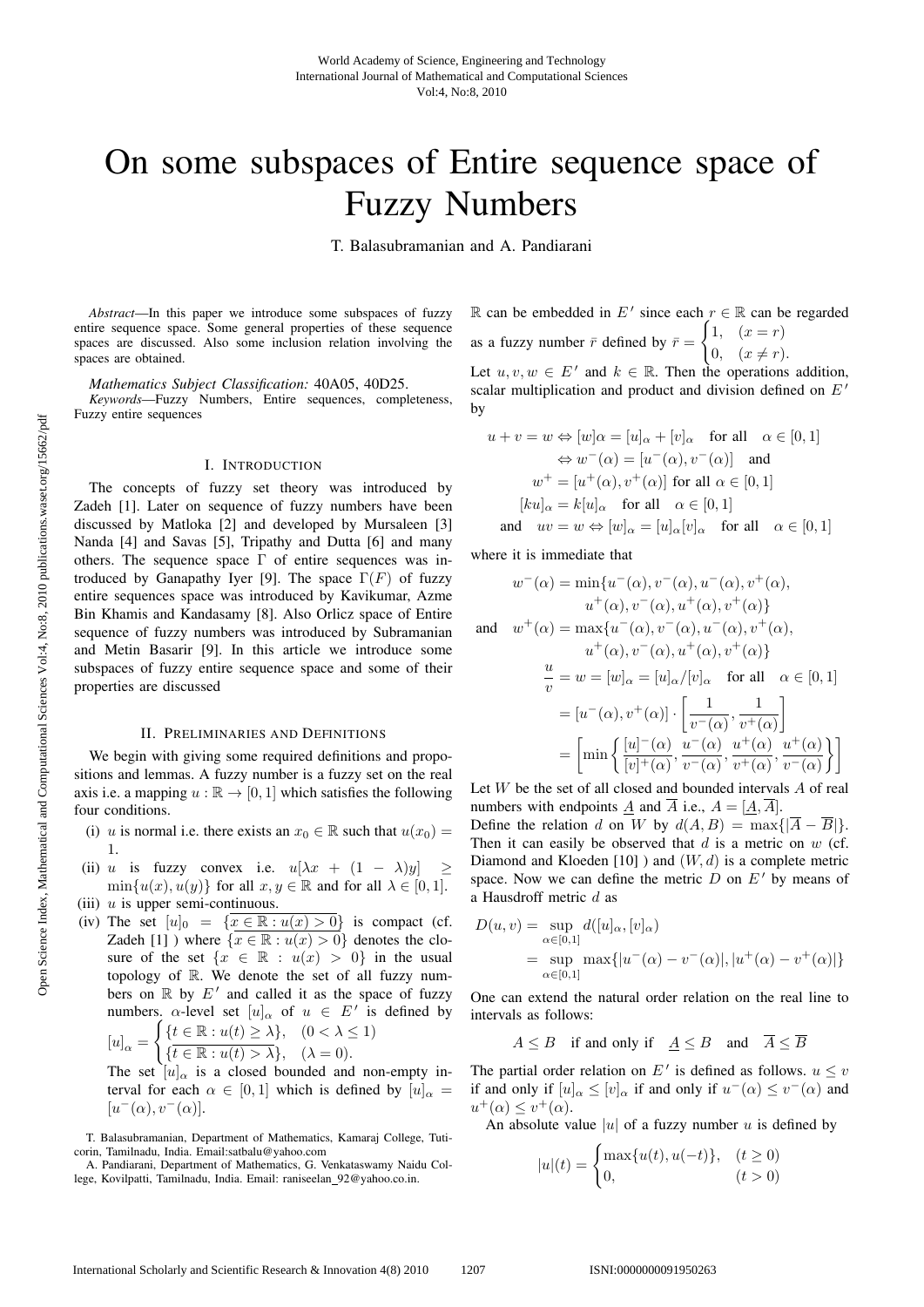# On some subspaces of Entire sequence space of Fuzzy Numbers

T. Balasubramanian and A. Pandiarani

*Abstract*—In this paper we introduce some subspaces of fuzzy entire sequence space. Some general properties of these sequence spaces are discussed. Also some inclusion relation involving the spaces are obtained.

*Mathematics Subject Classification:* 40A05, 40D25.

*Keywords*—Fuzzy Numbers, Entire sequences, completeness, Fuzzy entire sequences

## I. Introduction

The concepts of fuzzy set theory was introduced by Zadeh [1]. Later on sequence of fuzzy numbers have been discussed by Matloka [2] and developed by Mursaleen [3] Nanda [4] and Savas [5], Tripathy and Dutta [6] and many others. The sequence space $\Gamma$ of entire sequences was introduced by Ganapathy Iyer [9]. The space $\Gamma(F)$ of fuzzy entire sequences space was introduced by Kavikumar, Azme Bin Khamis and Kandasamy [8]. Also Orlicz space of Entire sequence of fuzzy numbers was introduced by Subramanian and Metin Basarir [9]. In this article we introduce some subspaces of fuzzy entire sequence space and some of their properties are discussed

## II. Preliminaries and Definitions

We begin with giving some required definitions and propositions and lemmas. A fuzzy number is a fuzzy set on the real axis i.e. a mapping $u : \mathbb{R} \to [0, 1]$ which satisfies the following four conditions.

(i) $u$ is normal i.e. there exists an $x_0 \in \mathbb{R}$ such that $u(x_0) = 1$.

(ii) $u$ is fuzzy convex i.e. $u[\lambda x + (1 - \lambda)y] \geq \min\{u(x), u(y)\}$ for all $x, y \in \mathbb{R}$ and for all $\lambda \in [0, 1]$.

(iii) $u$ is upper semi-continuous.

(iv) The set $[u]_0 = \overline{\{x \in \mathbb{R} : u(x) > 0\}}$ is compact (cf. Zadeh [1] ) where $\overline{\{x \in \mathbb{R} : u(x) > 0\}}$ denotes the closure of the set $\{x \in \mathbb{R} : u(x) > 0\}$ in the usual topology of $\mathbb{R}$. We denote the set of all fuzzy numbers on $\mathbb{R}$ by $E'$ and called it as the space of fuzzy numbers. $\alpha$-level set $[u]_\alpha$ of $u \in E'$ is defined by $[u]_\alpha = \begin{cases} \{t \in \mathbb{R} : u(t) \geq \lambda\}, & (0 < \lambda \leq 1) \\ \overline{\{t \in \mathbb{R} : u(t) > \lambda\}}, & (\lambda = 0). \end{cases}$

The set $[u]_\alpha$ is a closed bounded and non-empty interval for each $\alpha \in [0, 1]$ which is defined by $[u]_\alpha = [u^-(\alpha), v^-(\alpha)]$.

T. Balasubramanian, Department of Mathematics, Kamaraj College, Tuticorin, Tamilnadu, India. Email:satbalu@yahoo.com

A. Pandiarani, Department of Mathematics, G. Venkataswamy Naidu College, Kovilpatti, Tamilnadu, India. Email: raniseelan_92@yahoo.co.in.

$\mathbb{R}$ can be embedded in $E'$ since each $r \in \mathbb{R}$ can be regarded as a fuzzy number $\bar{r}$ defined by $\bar{r} = \begin{cases} 1, & (x = r) \\ 0, & (x \neq r). \end{cases}$

Let $u, v, w \in E'$ and $k \in \mathbb{R}$. Then the operations addition, scalar multiplication and product and division defined on $E'$ by

$$\begin{aligned} u + v = w &\Leftrightarrow [w]\alpha = [u]_\alpha + [v]_\alpha \quad \text{for all} \quad \alpha \in [0, 1] \\ &\Leftrightarrow w^-(\alpha) = [u^-(\alpha), v^-(\alpha)] \quad \text{and} \\ w^+ &= [u^+(\alpha), v^+(\alpha)] \text{ for all } \alpha \in [0, 1] \\ [ku]_\alpha &= k[u]_\alpha \quad \text{for all} \quad \alpha \in [0, 1] \\ \text{and} \quad uv = w &\Leftrightarrow [w]_\alpha = [u]_\alpha [v]_\alpha \quad \text{for all} \quad \alpha \in [0, 1] \end{aligned}$$

where it is immediate that

$$\begin{aligned} w^-(\alpha) &= \min\{u^-(\alpha), v^-(\alpha), u^-(\alpha), v^+(\alpha), \\ &\quad u^+(\alpha), v^-(\alpha), u^+(\alpha), v^+(\alpha)\} \\ \text{and} \quad w^+(\alpha) &= \max\{u^-(\alpha), v^-(\alpha), u^-(\alpha), v^+(\alpha), \\ &\quad u^+(\alpha), v^-(\alpha), u^+(\alpha), v^+(\alpha)\} \\ \frac{u}{v} &= w = [w]_\alpha = [u]_\alpha / [v]_\alpha \quad \text{for all} \quad \alpha \in [0, 1] \\ &= [u^-(\alpha), v^+(\alpha)] \cdot \left[\frac{1}{v^-(\alpha)}, \frac{1}{v^+(\alpha)}\right] \\ &= \left[\min\left\{\frac{[u]^-(\alpha)}{[v]^+(\alpha)}, \frac{u^-(\alpha)}{v^-(\alpha)}, \frac{u^+(\alpha)}{v^+(\alpha)}, \frac{u^+(\alpha)}{v^-(\alpha)}\right\}\right] \end{aligned}$$

Let $W$ be the set of all closed and bounded intervals $A$ of real numbers with endpoints $\underline{A}$ and $\overline{A}$ i.e., $A = [\underline{A}, \overline{A}]$.

Define the relation $d$ on $W$ by $d(A, B) = \max\{|\overline{A} - \overline{B}|\}$. Then it can easily be observed that $d$ is a metric on $w$ (cf. Diamond and Kloeden [10] ) and $(W, d)$ is a complete metric space. Now we can define the metric $D$ on $E'$ by means of a Hausdroff metric $d$ as

$$\begin{aligned} D(u, v) &= \sup_{\alpha \in [0,1]} d([u]_\alpha, [v]_\alpha) \\ &= \sup_{\alpha \in [0,1]} \max\{|u^-(\alpha) - v^-(\alpha)|, |u^+(\alpha) - v^+(\alpha)|\} \end{aligned}$$

One can extend the natural order relation on the real line to intervals as follows:

$$A \leq B \quad \text{if and only if} \quad \underline{A} \leq B \quad \text{and} \quad \overline{A} \leq \overline{B}$$

The partial order relation on $E'$ is defined as follows. $u \leq v$ if and only if $[u]_\alpha \leq [v]_\alpha$ if and only if $u^-(\alpha) \leq v^-(\alpha)$ and $u^+(\alpha) \leq v^+(\alpha)$.

An absolute value $|u|$ of a fuzzy number $u$ is defined by

$$|u|(t) = \begin{cases} \max\{u(t), u(-t)\}, & (t \geq 0) \\ 0, & (t > 0) \end{cases}$$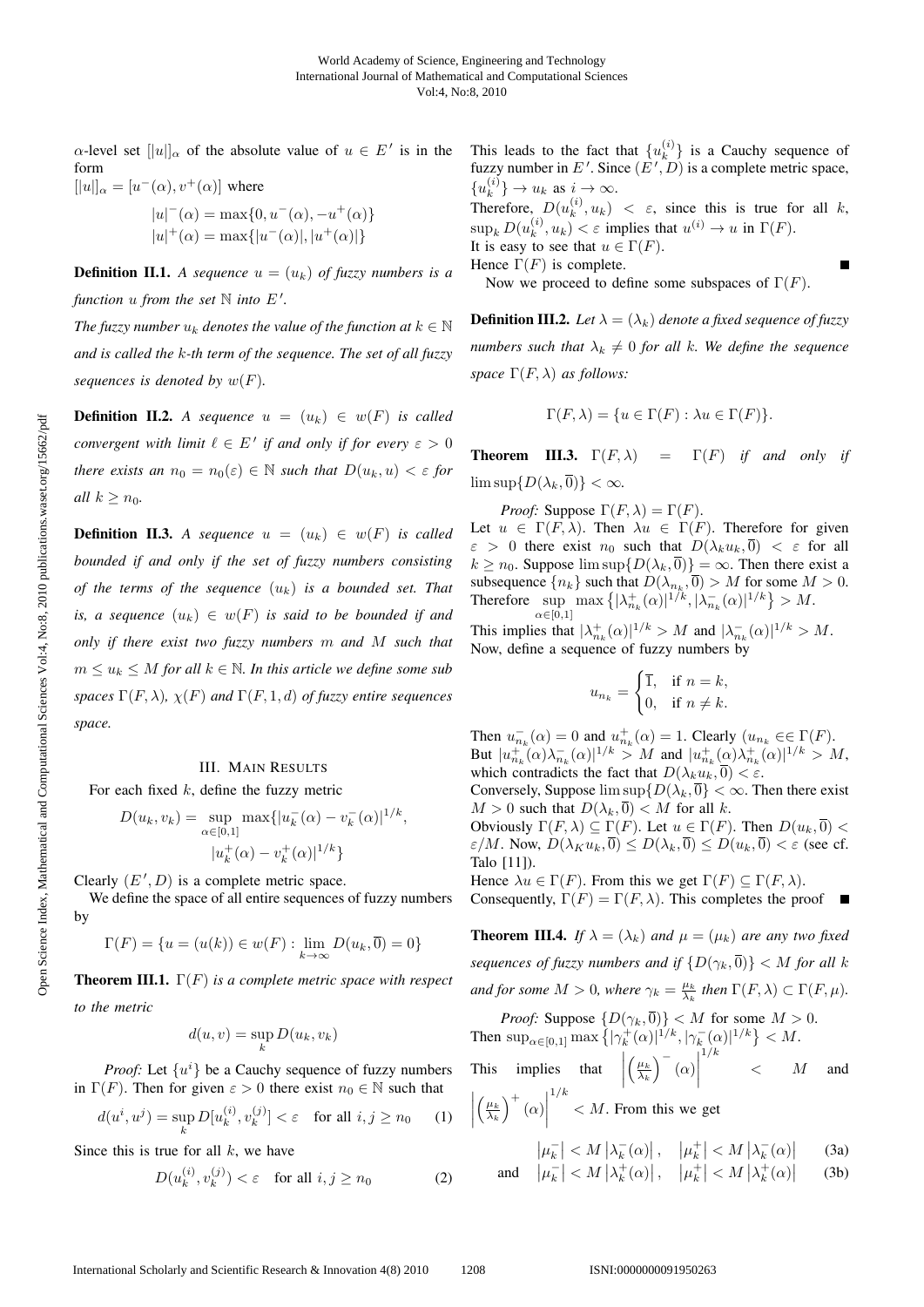$\alpha$-level set $[|u|]_\alpha$ of the absolute value of $u \in E'$ is in the form

$[|u|]_\alpha = [u^-(\alpha), v^+(\alpha)]$ where

$$|u|^-(\alpha) = \max\{0, u^-(\alpha), -u^+(\alpha)\}$$
$$|u|^+(\alpha) = \max\{|u^-(\alpha)|, |u^+(\alpha)|\}$$

**Definition II.1.** *A sequence $u = (u_k)$ of fuzzy numbers is a function $u$ from the set $\mathbb{N}$ into $E'$.*

*The fuzzy number $u_k$ denotes the value of the function at $k \in \mathbb{N}$ and is called the $k$-th term of the sequence. The set of all fuzzy sequences is denoted by $w(F)$.*

**Definition II.2.** *A sequence $u = (u_k) \in w(F)$ is called convergent with limit $\ell \in E'$ if and only if for every $\varepsilon > 0$ there exists an $n_0 = n_0(\varepsilon) \in \mathbb{N}$ such that $D(u_k, u) < \varepsilon$ for all $k \geq n_0$.*

**Definition II.3.** *A sequence $u = (u_k) \in w(F)$ is called bounded if and only if the set of fuzzy numbers consisting of the terms of the sequence $(u_k)$ is a bounded set. That is, a sequence $(u_k) \in w(F)$ is said to be bounded if and only if there exist two fuzzy numbers $m$ and $M$ such that $m \leq u_k \leq M$ for all $k \in \mathbb{N}$. In this article we define some sub spaces $\Gamma(F, \lambda)$, $\chi(F)$ and $\Gamma(F, 1, d)$ of fuzzy entire sequences space.*

## III. Main Results

For each fixed $k$, define the fuzzy metric

$$D(u_k, v_k) = \sup_{\alpha \in [0,1]} \max\{|u_k^-(\alpha) - v_k^-(\alpha)|^{1/k}, |u_k^+(\alpha) - v_k^+(\alpha)|^{1/k}\}$$

Clearly $(E', D)$ is a complete metric space.

We define the space of all entire sequences of fuzzy numbers by

$$\Gamma(F) = \{u = (u(k)) \in w(F) : \lim_{k \to \infty} D(u_k, \overline{0}) = 0\}$$

**Theorem III.1.** *$\Gamma(F)$ is a complete metric space with respect to the metric*

$$d(u, v) = \sup_k D(u_k, v_k)$$

*Proof:* Let $\{u^i\}$ be a Cauchy sequence of fuzzy numbers in $\Gamma(F)$. Then for given $\varepsilon > 0$ there exist $n_0 \in \mathbb{N}$ such that

$$d(u^i, u^j) = \sup_k D[u_k^{(i)}, v_k^{(j)}] < \varepsilon \quad \text{for all } i, j \geq n_0 \qquad (1)$$

Since this is true for all $k$, we have

$$D(u_k^{(i)}, v_k^{(j)}) < \varepsilon \quad \text{for all } i, j \geq n_0 \qquad (2)$$

This leads to the fact that $\{u_k^{(i)}\}$ is a Cauchy sequence of fuzzy number in $E'$. Since $(E', D)$ is a complete metric space, $\{u_k^{(i)}\} \to u_k$ as $i \to \infty$.

Therefore, $D(u_k^{(i)}, u_k) < \varepsilon$, since this is true for all $k$, $\sup_k D(u_k^{(i)}, u_k) < \varepsilon$ implies that $u^{(i)} \to u$ in $\Gamma(F)$.

It is easy to see that $u \in \Gamma(F)$.

Hence $\Gamma(F)$ is complete. ∎

Now we proceed to define some subspaces of $\Gamma(F)$.

**Definition III.2.** *Let $\lambda = (\lambda_k)$ denote a fixed sequence of fuzzy numbers such that $\lambda_k \neq 0$ for all $k$. We define the sequence space $\Gamma(F, \lambda)$ as follows:*

$$\Gamma(F, \lambda) = \{u \in \Gamma(F) : \lambda u \in \Gamma(F)\}.$$

**Theorem III.3.** *$\Gamma(F, \lambda) = \Gamma(F)$ if and only if $\limsup\{D(\lambda_k, \overline{0})\} < \infty$.*

*Proof:* Suppose $\Gamma(F, \lambda) = \Gamma(F)$.

Let $u \in \Gamma(F, \lambda)$. Then $\lambda u \in \Gamma(F)$. Therefore for given $\varepsilon > 0$ there exist $n_0$ such that $D(\lambda_k u_k, \overline{0}) < \varepsilon$ for all $k \geq n_0$. Suppose $\limsup\{D(\lambda_k, \overline{0})\} = \infty$. Then there exist a subsequence $\{n_k\}$ such that $D(\lambda_{n_k}, \overline{0}) > M$ for some $M > 0$. Therefore $\sup_{\alpha \in [0,1]} \max\left\{|\lambda_{n_k}^+(\alpha)|^{1/k}, |\lambda_{n_k}^-(\alpha)|^{1/k}\right\} > M$.

This implies that $|\lambda_{n_k}^+(\alpha)|^{1/k} > M$ and $|\lambda_{n_k}^-(\alpha)|^{1/k} > M$.

Now, define a sequence of fuzzy numbers by

$$u_{n_k} = \begin{cases} \overline{1}, & \text{if } n = k, \\ 0, & \text{if } n \neq k. \end{cases}$$

Then $u_{n_k}^-(\alpha) = 0$ and $u_{n_k}^+(\alpha) = 1$. Clearly $(u_{n_k} \in\in \Gamma(F)$.

But $|u_{n_k}^+(\alpha)\lambda_{n_k}^-(\alpha)|^{1/k} > M$ and $|u_{n_k}^+(\alpha)\lambda_{n_k}^+(\alpha)|^{1/k} > M$, which contradicts the fact that $D(\lambda_k u_k, \overline{0}) < \varepsilon$.

Conversely, Suppose $\limsup\{D(\lambda_k, \overline{0})\} < \infty$. Then there exist $M > 0$ such that $D(\lambda_k, \overline{0}) < M$ for all $k$.

Obviously $\Gamma(F, \lambda) \subseteq \Gamma(F)$. Let $u \in \Gamma(F)$. Then $D(u_k, \overline{0}) < \varepsilon/M$. Now, $D(\lambda_K u_k, \overline{0}) \leq D(\lambda_k, \overline{0}) \leq D(u_k, \overline{0}) < \varepsilon$ (see cf. Talo [11]).

Hence $\lambda u \in \Gamma(F)$. From this we get $\Gamma(F) \subseteq \Gamma(F, \lambda)$.

Consequently, $\Gamma(F) = \Gamma(F, \lambda)$. This completes the proof ∎

**Theorem III.4.** *If $\lambda = (\lambda_k)$ and $\mu = (\mu_k)$ are any two fixed sequences of fuzzy numbers and if $\{D(\gamma_k, \overline{0})\} < M$ for all $k$ and for some $M > 0$, where $\gamma_k = \frac{\mu_k}{\lambda_k}$ then $\Gamma(F, \lambda) \subset \Gamma(F, \mu)$.*

*Proof:* Suppose $\{D(\gamma_k, \overline{0})\} < M$ for some $M > 0$.

Then $\sup_{\alpha \in [0,1]} \max\left\{|\gamma_k^+(\alpha)|^{1/k}, |\gamma_k^-(\alpha)|^{1/k}\right\} < M$.

This implies that $\left|\left(\frac{\mu_k}{\lambda_k}\right)^-(\alpha)\right|^{1/k} < M$ and $\left|\left(\frac{\mu_k}{\lambda_k}\right)^+(\alpha)\right|^{1/k} < M$. From this we get

$$|\mu_k^-| < M\left|\lambda_k^-(\alpha)\right|, \quad |\mu_k^+| < M\left|\lambda_k^-(\alpha)\right| \qquad (3a)$$

$$\text{and} \quad |\mu_k^-| < M\left|\lambda_k^+(\alpha)\right|, \quad |\mu_k^+| < M\left|\lambda_k^+(\alpha)\right| \qquad (3b)$$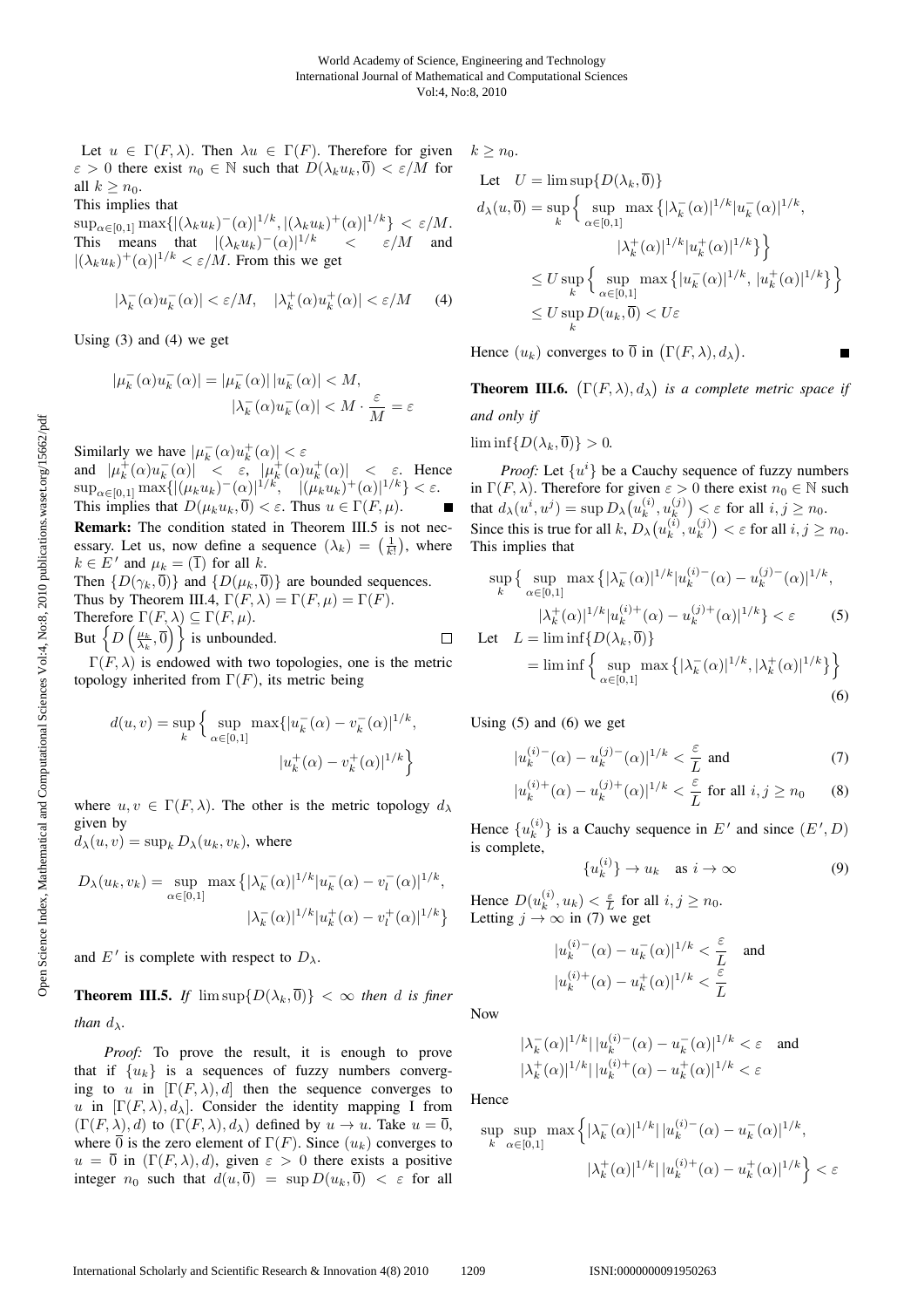Let $u \in \Gamma(F, \lambda)$. Then $\lambda u \in \Gamma(F)$. Therefore for given $\varepsilon > 0$ there exist $n_0 \in \mathbb{N}$ such that $D(\lambda_k u_k, \overline{0}) < \varepsilon/M$ for all $k \geq n_0$.

This implies that
$\sup_{\alpha \in [0,1]} \max\{|(\lambda_k u_k)^-(\alpha)|^{1/k}, |(\lambda_k u_k)^+(\alpha)|^{1/k}\} < \varepsilon/M$. This means that $|(\lambda_k u_k)^-(\alpha)|^{1/k} < \varepsilon/M$ and $|(\lambda_k u_k)^+(\alpha)|^{1/k} < \varepsilon/M$. From this we get

$$|\lambda_k^-(\alpha) u_k^-(\alpha)| < \varepsilon/M, \quad |\lambda_k^+(\alpha) u_k^+(\alpha)| < \varepsilon/M \tag{4}$$

Using (3) and (4) we get

$$|\mu_k^-(\alpha) u_k^-(\alpha)| = |\mu_k^-(\alpha)|\, |u_k^-(\alpha)| < M,$$
$$|\lambda_k^-(\alpha) u_k^-(\alpha)| < M \cdot \frac{\varepsilon}{M} = \varepsilon$$

Similarly we have $|\mu_k^-(\alpha) u_k^+(\alpha)| < \varepsilon$ and $|\mu_k^+(\alpha) u_k^-(\alpha)| < \varepsilon$, $|\mu_k^+(\alpha) u_k^+(\alpha)| < \varepsilon$. Hence $\sup_{\alpha \in [0,1]} \max\{|(\mu_k u_k)^-(\alpha)|^{1/k}, \; |(\mu_k u_k)^+(\alpha)|^{1/k}\} < \varepsilon$. This implies that $D(\mu_k u_k, \overline{0}) < \varepsilon$. Thus $u \in \Gamma(F, \mu)$. ∎

**Remark:** The condition stated in Theorem III.5 is not necessary. Let us, now define a sequence $(\lambda_k) = \left(\frac{1}{k!}\right)$, where $k \in E'$ and $\mu_k = (\overline{1})$ for all $k$.
Then $\{D(\gamma_k, \overline{0})\}$ and $\{D(\mu_k, \overline{0})\}$ are bounded sequences.
Thus by Theorem III.4, $\Gamma(F, \lambda) = \Gamma(F, \mu) = \Gamma(F)$.
Therefore $\Gamma(F, \lambda) \subseteq \Gamma(F, \mu)$.
But $\left\{D\left(\frac{\mu_k}{\lambda_k}, \overline{0}\right)\right\}$ is unbounded. □

$\Gamma(F, \lambda)$ is endowed with two topologies, one is the metric topology inherited from $\Gamma(F)$, its metric being

$$d(u, v) = \sup_k \Big\{ \sup_{\alpha \in [0,1]} \max\{|u_k^-(\alpha) - v_k^-(\alpha)|^{1/k}, \; |u_k^+(\alpha) - v_k^+(\alpha)|^{1/k}\Big\}$$

where $u, v \in \Gamma(F, \lambda)$. The other is the metric topology $d_\lambda$ given by
$d_\lambda(u, v) = \sup_k D_\lambda(u_k, v_k)$, where

$$D_\lambda(u_k, v_k) = \sup_{\alpha \in [0,1]} \max\big\{|\lambda_k^-(\alpha)|^{1/k} |u_k^-(\alpha) - v_l^-(\alpha)|^{1/k}, \; |\lambda_k^-(\alpha)|^{1/k} |u_k^+(\alpha) - v_l^+(\alpha)|^{1/k}\big\}$$

and $E'$ is complete with respect to $D_\lambda$.

**Theorem III.5.** *If* $\limsup\{D(\lambda_k, \overline{0})\} < \infty$ *then* $d$ *is finer than* $d_\lambda$.

*Proof:* To prove the result, it is enough to prove that if $\{u_k\}$ is a sequences of fuzzy numbers converging to $u$ in $[\Gamma(F, \lambda), d]$ then the sequence converges to $u$ in $[\Gamma(F, \lambda), d_\lambda]$. Consider the identity mapping I from $(\Gamma(F, \lambda), d)$ to $(\Gamma(F, \lambda), d_\lambda)$ defined by $u \to u$. Take $u = \overline{0}$, where $\overline{0}$ is the zero element of $\Gamma(F)$. Since $(u_k)$ converges to $u = \overline{0}$ in $(\Gamma(F, \lambda), d)$, given $\varepsilon > 0$ there exists a positive integer $n_0$ such that $d(u, \overline{0}) = \sup D(u_k, \overline{0}) < \varepsilon$ for all $k \geq n_0$.

$$\text{Let} \quad U = \limsup\{D(\lambda_k, \overline{0})\}$$
$$\begin{aligned} d_\lambda(u, \overline{0}) &= \sup_k \Big\{ \sup_{\alpha \in [0,1]} \max\big\{|\lambda_k^-(\alpha)|^{1/k} |u_k^-(\alpha)|^{1/k}, \; |\lambda_k^+(\alpha)|^{1/k} |u_k^+(\alpha)|^{1/k}\big\}\Big\} \\ &\leq U \sup_k \Big\{ \sup_{\alpha \in [0,1]} \max\big\{|u_k^-(\alpha)|^{1/k}, \; |u_k^+(\alpha)|^{1/k}\big\}\Big\} \\ &\leq U \sup_k D(u_k, \overline{0}) < U\varepsilon \end{aligned}$$

Hence $(u_k)$ converges to $\overline{0}$ in $\big(\Gamma(F, \lambda), d_\lambda\big)$. ∎

**Theorem III.6.** $\big(\Gamma(F, \lambda), d_\lambda\big)$ *is a complete metric space if and only if*
$\liminf\{D(\lambda_k, \overline{0})\} > 0$.

*Proof:* Let $\{u^i\}$ be a Cauchy sequence of fuzzy numbers in $\Gamma(F, \lambda)$. Therefore for given $\varepsilon > 0$ there exist $n_0 \in \mathbb{N}$ such that $d_\lambda(u^i, u^j) = \sup D_\lambda\big(u_k^{(i)}, u_k^{(j)}\big) < \varepsilon$ for all $i, j \geq n_0$. Since this is true for all $k$, $D_\lambda\big(u_k^{(i)}, u_k^{(j)}\big) < \varepsilon$ for all $i, j \geq n_0$. This implies that

$$\sup_k \Big\{ \sup_{\alpha \in [0,1]} \max\big\{|\lambda_k^-(\alpha)|^{1/k} |u_k^{(i)-}(\alpha) - u_k^{(j)-}(\alpha)|^{1/k}, \; |\lambda_k^+(\alpha)|^{1/k} |u_k^{(i)+}(\alpha) - u_k^{(j)+}(\alpha)|^{1/k}\big\} < \varepsilon \tag{5}$$

$$\begin{aligned} \text{Let} \quad L &= \liminf\{D(\lambda_k, \overline{0})\} \\ &= \liminf \Big\{ \sup_{\alpha \in [0,1]} \max\big\{|\lambda_k^-(\alpha)|^{1/k}, |\lambda_k^+(\alpha)|^{1/k}\big\}\Big\} \end{aligned} \tag{6}$$

Using (5) and (6) we get

$$|u_k^{(i)-}(\alpha) - u_k^{(j)-}(\alpha)|^{1/k} < \frac{\varepsilon}{L} \text{ and} \tag{7}$$

$$|u_k^{(i)+}(\alpha) - u_k^{(j)+}(\alpha)|^{1/k} < \frac{\varepsilon}{L} \text{ for all } i, j \geq n_0 \tag{8}$$

Hence $\{u_k^{(i)}\}$ is a Cauchy sequence in $E'$ and since $(E', D)$ is complete,

$$\{u_k^{(i)}\} \to u_k \quad \text{as } i \to \infty \tag{9}$$

Hence $D(u_k^{(i)}, u_k) < \frac{\varepsilon}{L}$ for all $i, j \geq n_0$.
Letting $j \to \infty$ in (7) we get

$$|u_k^{(i)-}(\alpha) - u_k^-(\alpha)|^{1/k} < \frac{\varepsilon}{L} \quad \text{and}$$
$$|u_k^{(i)+}(\alpha) - u_k^+(\alpha)|^{1/k} < \frac{\varepsilon}{L}$$

Now

$$|\lambda_k^-(\alpha)|^{1/k} |\, |u_k^{(i)-}(\alpha) - u_k^-(\alpha)|^{1/k} < \varepsilon \quad \text{and}$$
$$|\lambda_k^+(\alpha)|^{1/k} |\, |u_k^{(i)+}(\alpha) - u_k^+(\alpha)|^{1/k} < \varepsilon$$

Hence

$$\sup_k \sup_{\alpha \in [0,1]} \max\Big\{|\lambda_k^-(\alpha)|^{1/k} |\, |u_k^{(i)-}(\alpha) - u_k^-(\alpha)|^{1/k}, \; |\lambda_k^+(\alpha)|^{1/k} |\, |u_k^{(i)+}(\alpha) - u_k^+(\alpha)|^{1/k}\Big\} < \varepsilon$$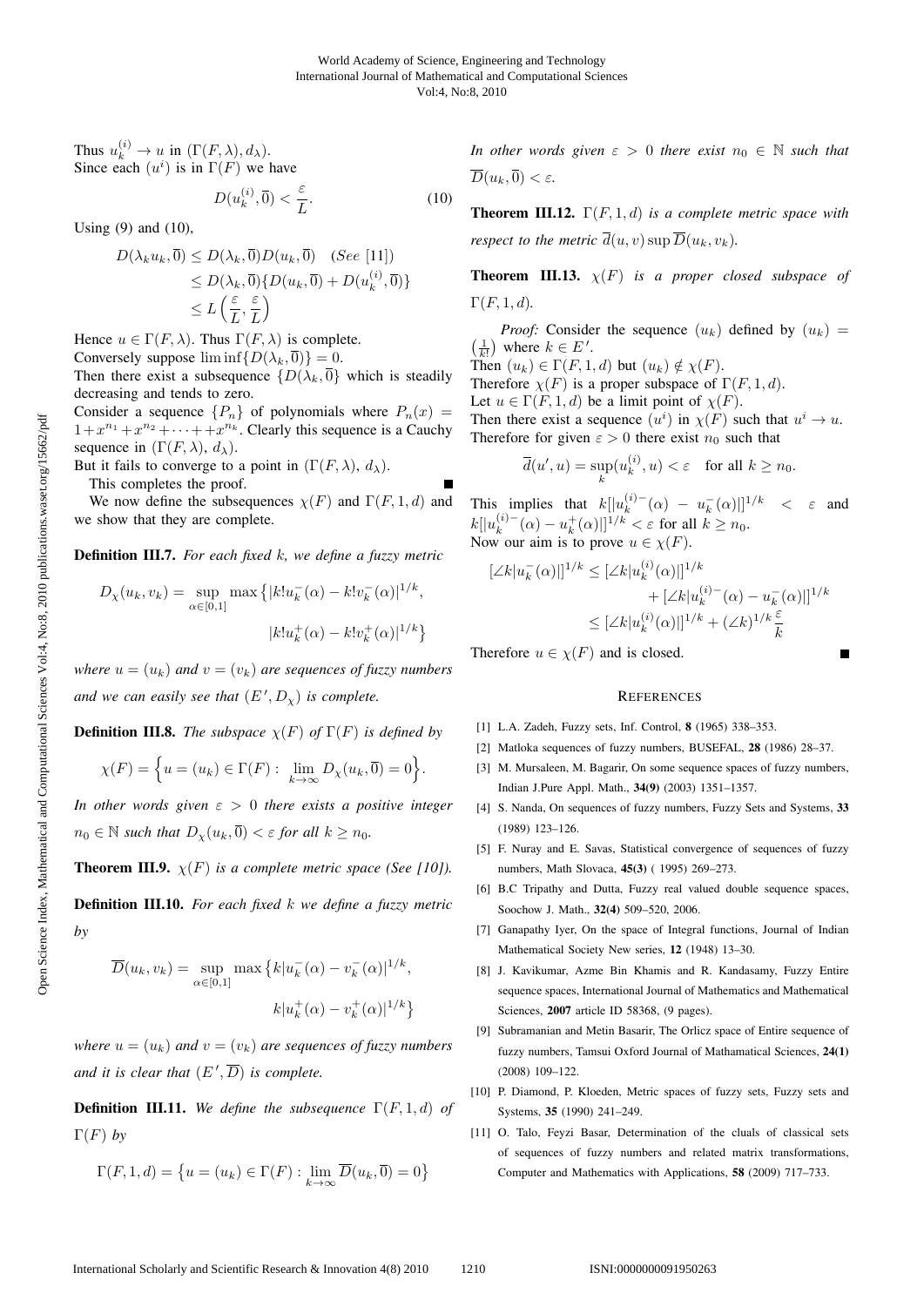Thus $u_k^{(i)} \to u$ in $(\Gamma(F,\lambda), d_\lambda)$.
Since each $(u^i)$ is in $\Gamma(F)$ we have

$$D(u_k^{(i)}, \overline{0}) < \frac{\varepsilon}{L}. \tag{10}$$

Using (9) and (10),

$$\begin{aligned} D(\lambda_k u_k, \overline{0}) &\le D(\lambda_k, \overline{0}) D(u_k, \overline{0}) \quad (See\ [11]) \\ &\le D(\lambda_k, \overline{0})\{D(u_k, \overline{0}) + D(u_k^{(i)}, \overline{0})\} \\ &\le L\left(\frac{\varepsilon}{L}, \frac{\varepsilon}{L}\right) \end{aligned}$$

Hence $u \in \Gamma(F,\lambda)$. Thus $\Gamma(F,\lambda)$ is complete.
Conversely suppose $\liminf\{D(\lambda_k, \overline{0})\} = 0$.
Then there exist a subsequence $\{D(\lambda_k, \overline{0}\}$ which is steadily decreasing and tends to zero.
Consider a sequence $\{P_n\}$ of polynomials where $P_n(x) = 1 + x^{n_1} + x^{n_2} + \cdots + + x^{n_k}$. Clearly this sequence is a Cauchy sequence in $(\Gamma(F,\lambda), d_\lambda)$.
But it fails to converge to a point in $(\Gamma(F,\lambda), d_\lambda)$.
This completes the proof. ∎

We now define the subsequences $\chi(F)$ and $\Gamma(F, 1, d)$ and we show that they are complete.

**Definition III.7.** *For each fixed $k$, we define a fuzzy metric*

$$D_\chi(u_k, v_k) = \sup_{\alpha \in [0,1]} \max\left\{|k! u_k^-(\alpha) - k! v_k^-(\alpha)|^{1/k}, |k! u_k^+(\alpha) - k! v_k^+(\alpha)|^{1/k}\right\}$$

*where $u = (u_k)$ and $v = (v_k)$ are sequences of fuzzy numbers and we can easily see that $(E', D_\chi)$ is complete.*

**Definition III.8.** *The subspace $\chi(F)$ of $\Gamma(F)$ is defined by*

$$\chi(F) = \Big\{u = (u_k) \in \Gamma(F) : \lim_{k\to\infty} D_\chi(u_k, \overline{0}) = 0\Big\}.$$

*In other words given $\varepsilon > 0$ there exists a positive integer $n_0 \in \mathbb{N}$ such that $D_\chi(u_k, \overline{0}) < \varepsilon$ for all $k \ge n_0$.*

**Theorem III.9.** *$\chi(F)$ is a complete metric space (See [10]).*

**Definition III.10.** *For each fixed $k$ we define a fuzzy metric by*

$$\overline{D}(u_k, v_k) = \sup_{\alpha \in [0,1]} \max\left\{k|u_k^-(\alpha) - v_k^-(\alpha)|^{1/k}, k|u_k^+(\alpha) - v_k^+(\alpha)|^{1/k}\right\}$$

*where $u = (u_k)$ and $v = (v_k)$ are sequences of fuzzy numbers and it is clear that $(E', \overline{D})$ is complete.*

**Definition III.11.** *We define the subsequence $\Gamma(F, 1, d)$ of $\Gamma(F)$ by*

$$\Gamma(F, 1, d) = \left\{u = (u_k) \in \Gamma(F) : \lim_{k\to\infty} \overline{D}(u_k, \overline{0}) = 0\right\}$$

*In other words given $\varepsilon > 0$ there exist $n_0 \in \mathbb{N}$ such that $\overline{D}(u_k, \overline{0}) < \varepsilon$.*

**Theorem III.12.** *$\Gamma(F, 1, d)$ is a complete metric space with respect to the metric $\overline{d}(u, v) \sup \overline{D}(u_k, v_k)$.*

**Theorem III.13.** *$\chi(F)$ is a proper closed subspace of $\Gamma(F, 1, d)$.*

*Proof:* Consider the sequence $(u_k)$ defined by $(u_k) = \left(\frac{1}{k!}\right)$ where $k \in E'$.
Then $(u_k) \in \Gamma(F, 1, d)$ but $(u_k) \notin \chi(F)$.
Therefore $\chi(F)$ is a proper subspace of $\Gamma(F, 1, d)$.
Let $u \in \Gamma(F, 1, d)$ be a limit point of $\chi(F)$.
Then there exist a sequence $(u^i)$ in $\chi(F)$ such that $u^i \to u$.
Therefore for given $\varepsilon > 0$ there exist $n_0$ such that

$$\overline{d}(u', u) = \sup_k (u_k^{(i)}, u) < \varepsilon \quad \text{for all } k \ge n_0.$$

This implies that $k[|u_k^{(i)-}(\alpha) - u_k^-(\alpha)|]^{1/k} < \varepsilon$ and $k[|u_k^{(i)-}(\alpha) - u_k^+(\alpha)|]^{1/k} < \varepsilon$ for all $k \ge n_0$.
Now our aim is to prove $u \in \chi(F)$.

$$\begin{aligned} [\angle k|u_k^-(\alpha)|]^{1/k} &\le [\angle k|u_k^{(i)}(\alpha)|]^{1/k} \\ &\quad + [\angle k|u_k^{(i)-}(\alpha) - u_k^-(\alpha)|]^{1/k} \\ &\le [\angle k|u_k^{(i)}(\alpha)|]^{1/k} + (\angle k)^{1/k}\frac{\varepsilon}{k} \end{aligned}$$

Therefore $u \in \chi(F)$ and is closed. ∎

## References

[1] L.A. Zadeh, Fuzzy sets, Inf. Control, **8** (1965) 338–353.

[2] Matloka sequences of fuzzy numbers, BUSEFAL, **28** (1986) 28–37.

[3] M. Mursaleen, M. Bagarir, On some sequence spaces of fuzzy numbers, Indian J.Pure Appl. Math., **34(9)** (2003) 1351–1357.

[4] S. Nanda, On sequences of fuzzy numbers, Fuzzy Sets and Systems, **33** (1989) 123–126.

[5] F. Nuray and E. Savas, Statistical convergence of sequences of fuzzy numbers, Math Slovaca, **45(3)** ( 1995) 269–273.

[6] B.C Tripathy and Dutta, Fuzzy real valued double sequence spaces, Soochow J. Math., **32(4)** 509–520, 2006.

[7] Ganapathy Iyer, On the space of Integral functions, Journal of Indian Mathematical Society New series, **12** (1948) 13–30.

[8] J. Kavikumar, Azme Bin Khamis and R. Kandasamy, Fuzzy Entire sequence spaces, International Journal of Mathematics and Mathematical Sciences, **2007** article ID 58368, (9 pages).

[9] Subramanian and Metin Basarir, The Orlicz space of Entire sequence of fuzzy numbers, Tamsui Oxford Journal of Mathamatical Sciences, **24(1)** (2008) 109–122.

[10] P. Diamond, P. Kloeden, Metric spaces of fuzzy sets, Fuzzy sets and Systems, **35** (1990) 241–249.

[11] O. Talo, Feyzi Basar, Determination of the cluals of classical sets of sequences of fuzzy numbers and related matrix transformations, Computer and Mathematics with Applications, **58** (2009) 717–733.